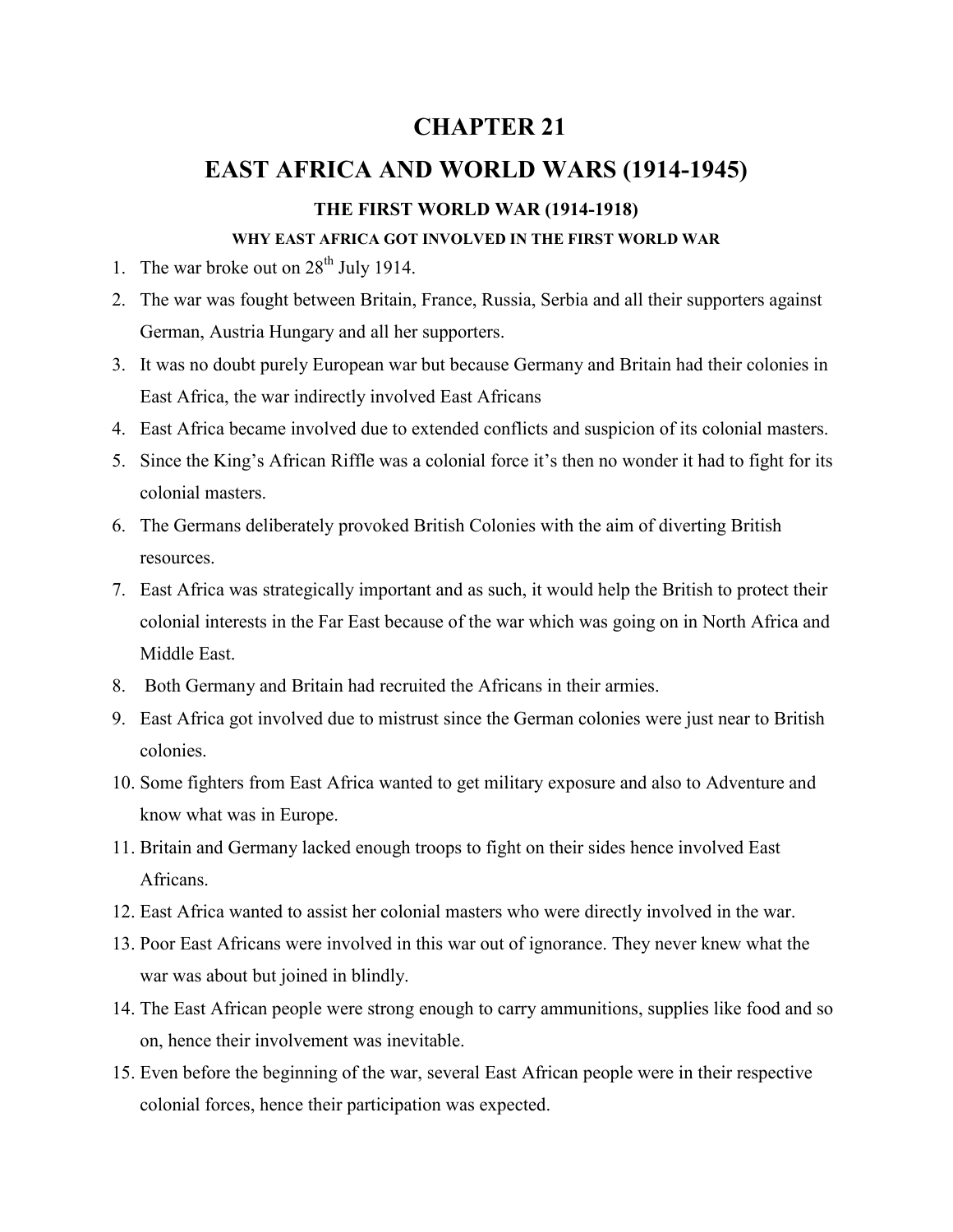# CHAPTER 21

# EAST AFRICA AND WORLD WARS (1914-1945)

## THE FIRST WORLD WAR (1914-1918)

### WHY EAST AFRICA GOT INVOLVED IN THE FIRST WORLD WAR

1. The war broke out on 28th July 1914.
2. The war was fought between Britain, France, Russia, Serbia and all their supporters against German, Austria Hungary and all her supporters.
3. It was no doubt purely European war but because Germany and Britain had their colonies in East Africa, the war indirectly involved East Africans
4. East Africa became involved due to extended conflicts and suspicion of its colonial masters.
5. Since the King's African Riffle was a colonial force it's then no wonder it had to fight for its colonial masters.
6. The Germans deliberately provoked British Colonies with the aim of diverting British resources.
7. East Africa was strategically important and as such, it would help the British to protect their colonial interests in the Far East because of the war which was going on in North Africa and Middle East.
8. Both Germany and Britain had recruited the Africans in their armies.
9. East Africa got involved due to mistrust since the German colonies were just near to British colonies.
10. Some fighters from East Africa wanted to get military exposure and also to Adventure and know what was in Europe.
11. Britain and Germany lacked enough troops to fight on their sides hence involved East Africans.
12. East Africa wanted to assist her colonial masters who were directly involved in the war.
13. Poor East Africans were involved in this war out of ignorance. They never knew what the war was about but joined in blindly.
14. The East African people were strong enough to carry ammunitions, supplies like food and so on, hence their involvement was inevitable.
15. Even before the beginning of the war, several East African people were in their respective colonial forces, hence their participation was expected.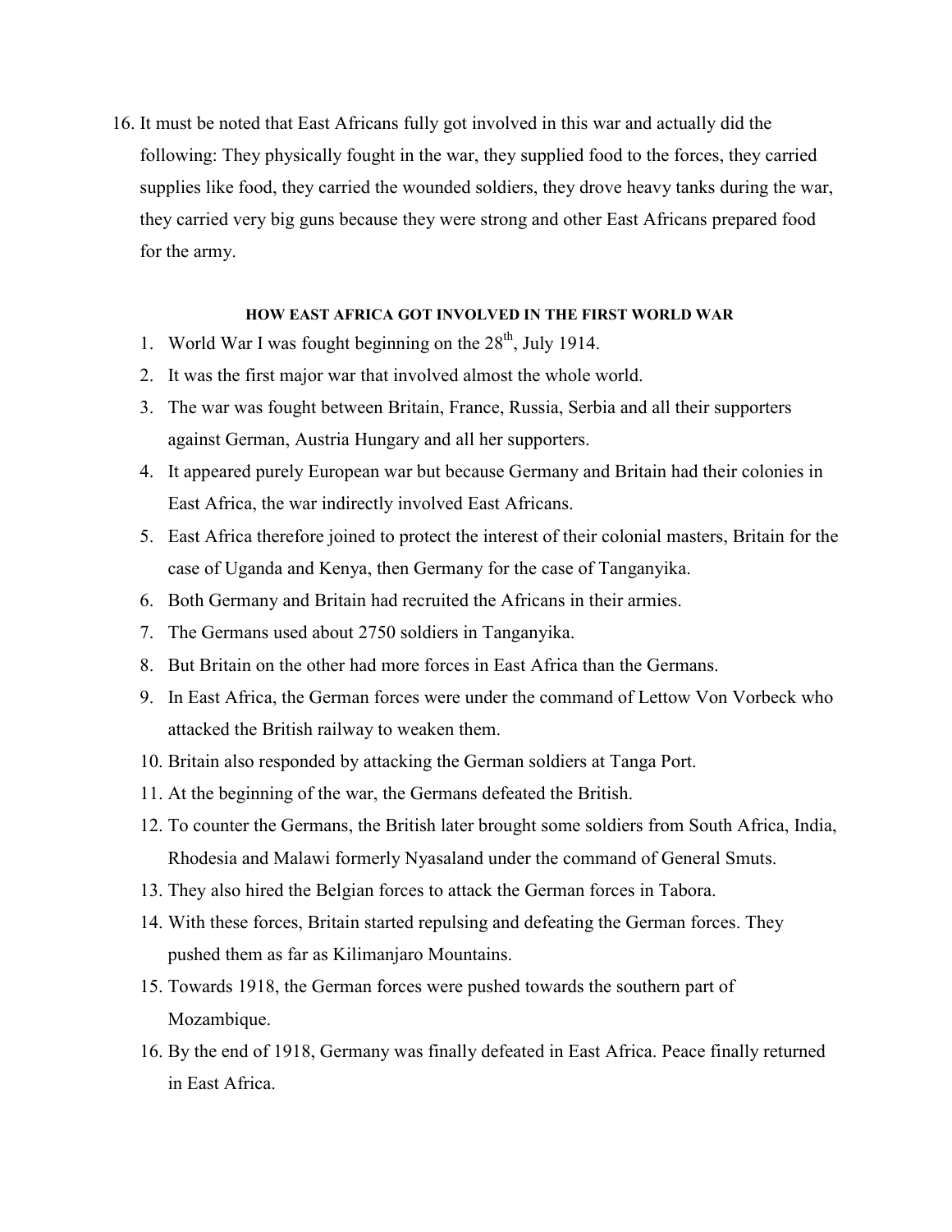16. It must be noted that East Africans fully got involved in this war and actually did the following: They physically fought in the war, they supplied food to the forces, they carried supplies like food, they carried the wounded soldiers, they drove heavy tanks during the war, they carried very big guns because they were strong and other East Africans prepared food for the army.

**HOW EAST AFRICA GOT INVOLVED IN THE FIRST WORLD WAR**

1. World War I was fought beginning on the 28th, July 1914.
2. It was the first major war that involved almost the whole world.
3. The war was fought between Britain, France, Russia, Serbia and all their supporters against German, Austria Hungary and all her supporters.
4. It appeared purely European war but because Germany and Britain had their colonies in East Africa, the war indirectly involved East Africans.
5. East Africa therefore joined to protect the interest of their colonial masters, Britain for the case of Uganda and Kenya, then Germany for the case of Tanganyika.
6. Both Germany and Britain had recruited the Africans in their armies.
7. The Germans used about 2750 soldiers in Tanganyika.
8. But Britain on the other had more forces in East Africa than the Germans.
9. In East Africa, the German forces were under the command of Lettow Von Vorbeck who attacked the British railway to weaken them.
10. Britain also responded by attacking the German soldiers at Tanga Port.
11. At the beginning of the war, the Germans defeated the British.
12. To counter the Germans, the British later brought some soldiers from South Africa, India, Rhodesia and Malawi formerly Nyasaland under the command of General Smuts.
13. They also hired the Belgian forces to attack the German forces in Tabora.
14. With these forces, Britain started repulsing and defeating the German forces. They pushed them as far as Kilimanjaro Mountains.
15. Towards 1918, the German forces were pushed towards the southern part of Mozambique.
16. By the end of 1918, Germany was finally defeated in East Africa. Peace finally returned in East Africa.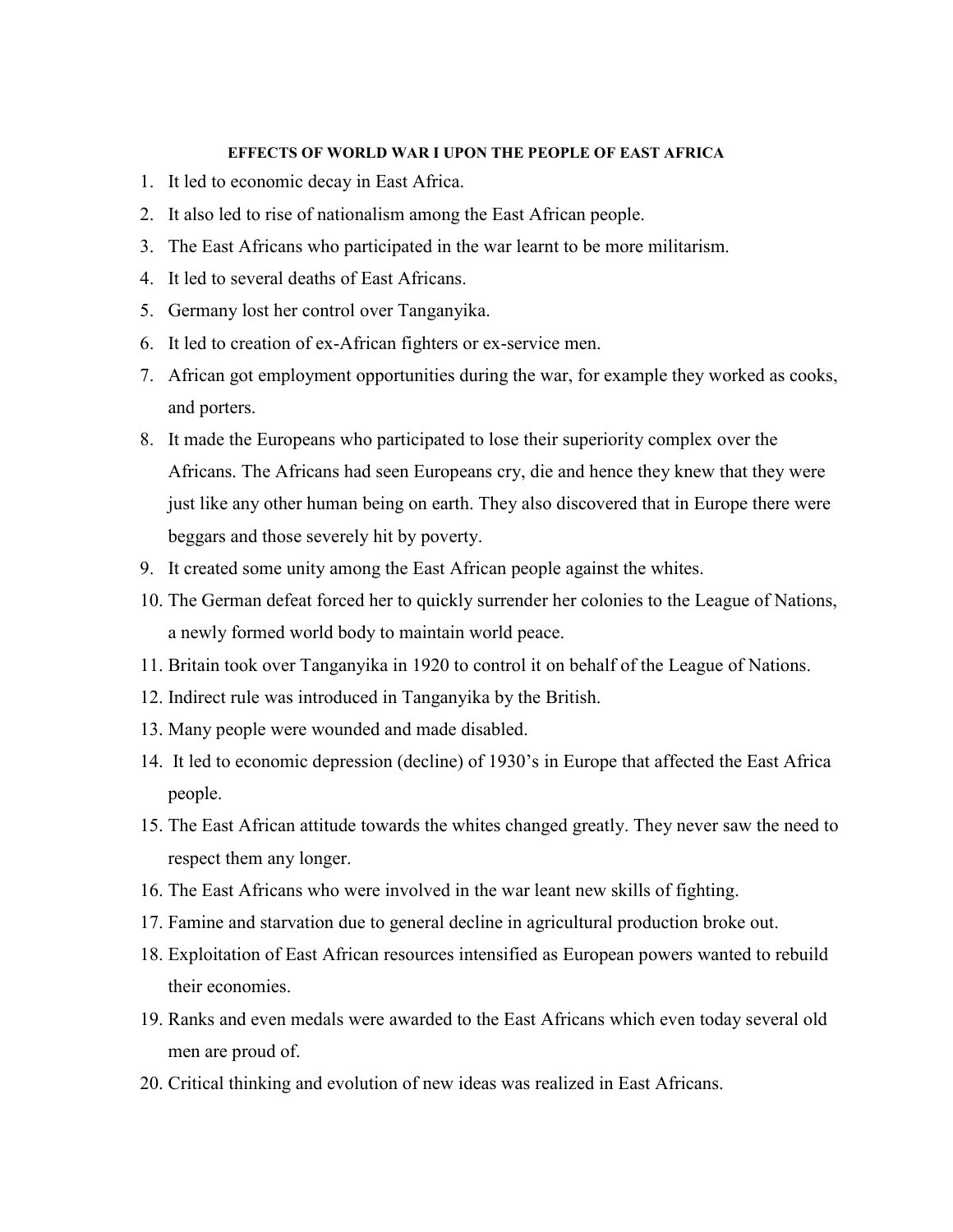**EFFECTS OF WORLD WAR I UPON THE PEOPLE OF EAST AFRICA**

1. It led to economic decay in East Africa.
2. It also led to rise of nationalism among the East African people.
3. The East Africans who participated in the war learnt to be more militarism.
4. It led to several deaths of East Africans.
5. Germany lost her control over Tanganyika.
6. It led to creation of ex-African fighters or ex-service men.
7. African got employment opportunities during the war, for example they worked as cooks, and porters.
8. It made the Europeans who participated to lose their superiority complex over the Africans. The Africans had seen Europeans cry, die and hence they knew that they were just like any other human being on earth. They also discovered that in Europe there were beggars and those severely hit by poverty.
9. It created some unity among the East African people against the whites.
10. The German defeat forced her to quickly surrender her colonies to the League of Nations, a newly formed world body to maintain world peace.
11. Britain took over Tanganyika in 1920 to control it on behalf of the League of Nations.
12. Indirect rule was introduced in Tanganyika by the British.
13. Many people were wounded and made disabled.
14. It led to economic depression (decline) of 1930's in Europe that affected the East Africa people.
15. The East African attitude towards the whites changed greatly. They never saw the need to respect them any longer.
16. The East Africans who were involved in the war leant new skills of fighting.
17. Famine and starvation due to general decline in agricultural production broke out.
18. Exploitation of East African resources intensified as European powers wanted to rebuild their economies.
19. Ranks and even medals were awarded to the East Africans which even today several old men are proud of.
20. Critical thinking and evolution of new ideas was realized in East Africans.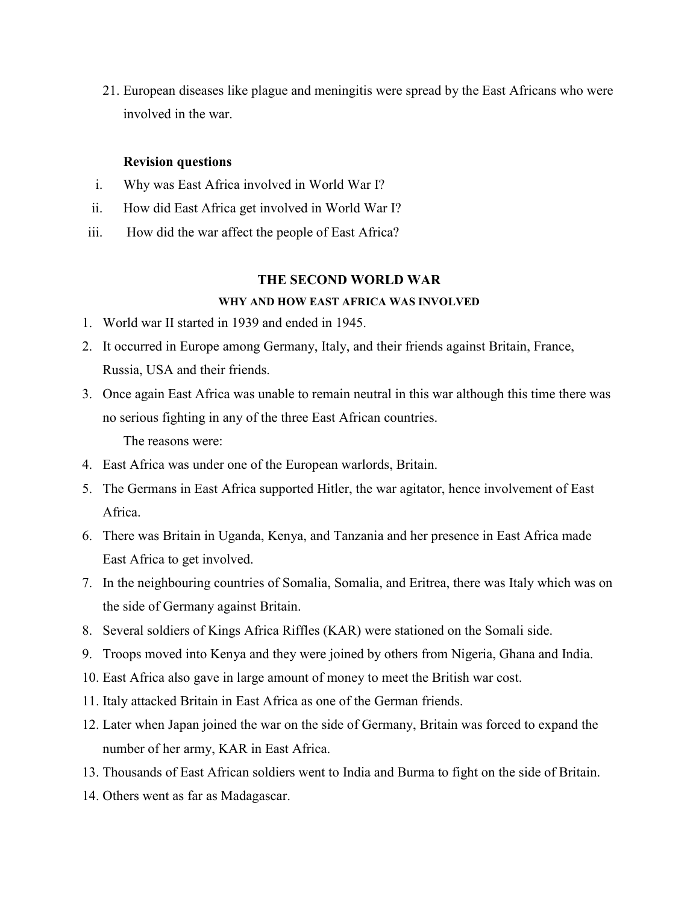21. European diseases like plague and meningitis were spread by the East Africans who were involved in the war.

**Revision questions**

i. Why was East Africa involved in World War I?
ii. How did East Africa get involved in World War I?
iii. How did the war affect the people of East Africa?

## THE SECOND WORLD WAR

### WHY AND HOW EAST AFRICA WAS INVOLVED

1. World war II started in 1939 and ended in 1945.
2. It occurred in Europe among Germany, Italy, and their friends against Britain, France, Russia, USA and their friends.
3. Once again East Africa was unable to remain neutral in this war although this time there was no serious fighting in any of the three East African countries.

   The reasons were:
4. East Africa was under one of the European warlords, Britain.
5. The Germans in East Africa supported Hitler, the war agitator, hence involvement of East Africa.
6. There was Britain in Uganda, Kenya, and Tanzania and her presence in East Africa made East Africa to get involved.
7. In the neighbouring countries of Somalia, Somalia, and Eritrea, there was Italy which was on the side of Germany against Britain.
8. Several soldiers of Kings Africa Riffles (KAR) were stationed on the Somali side.
9. Troops moved into Kenya and they were joined by others from Nigeria, Ghana and India.
10. East Africa also gave in large amount of money to meet the British war cost.
11. Italy attacked Britain in East Africa as one of the German friends.
12. Later when Japan joined the war on the side of Germany, Britain was forced to expand the number of her army, KAR in East Africa.
13. Thousands of East African soldiers went to India and Burma to fight on the side of Britain.
14. Others went as far as Madagascar.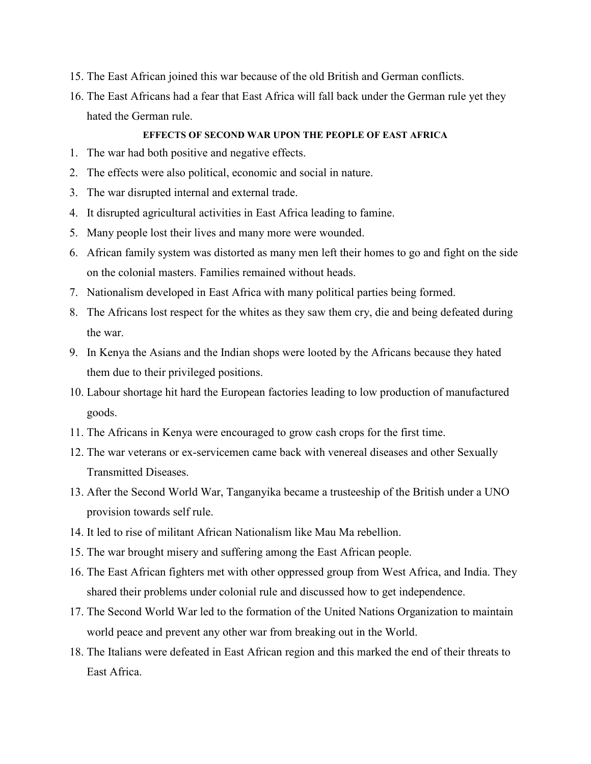15. The East African joined this war because of the old British and German conflicts.
16. The East Africans had a fear that East Africa will fall back under the German rule yet they hated the German rule.

**EFFECTS OF SECOND WAR UPON THE PEOPLE OF EAST AFRICA**

1. The war had both positive and negative effects.
2. The effects were also political, economic and social in nature.
3. The war disrupted internal and external trade.
4. It disrupted agricultural activities in East Africa leading to famine.
5. Many people lost their lives and many more were wounded.
6. African family system was distorted as many men left their homes to go and fight on the side on the colonial masters. Families remained without heads.
7. Nationalism developed in East Africa with many political parties being formed.
8. The Africans lost respect for the whites as they saw them cry, die and being defeated during the war.
9. In Kenya the Asians and the Indian shops were looted by the Africans because they hated them due to their privileged positions.
10. Labour shortage hit hard the European factories leading to low production of manufactured goods.
11. The Africans in Kenya were encouraged to grow cash crops for the first time.
12. The war veterans or ex-servicemen came back with venereal diseases and other Sexually Transmitted Diseases.
13. After the Second World War, Tanganyika became a trusteeship of the British under a UNO provision towards self rule.
14. It led to rise of militant African Nationalism like Mau Ma rebellion.
15. The war brought misery and suffering among the East African people.
16. The East African fighters met with other oppressed group from West Africa, and India. They shared their problems under colonial rule and discussed how to get independence.
17. The Second World War led to the formation of the United Nations Organization to maintain world peace and prevent any other war from breaking out in the World.
18. The Italians were defeated in East African region and this marked the end of their threats to East Africa.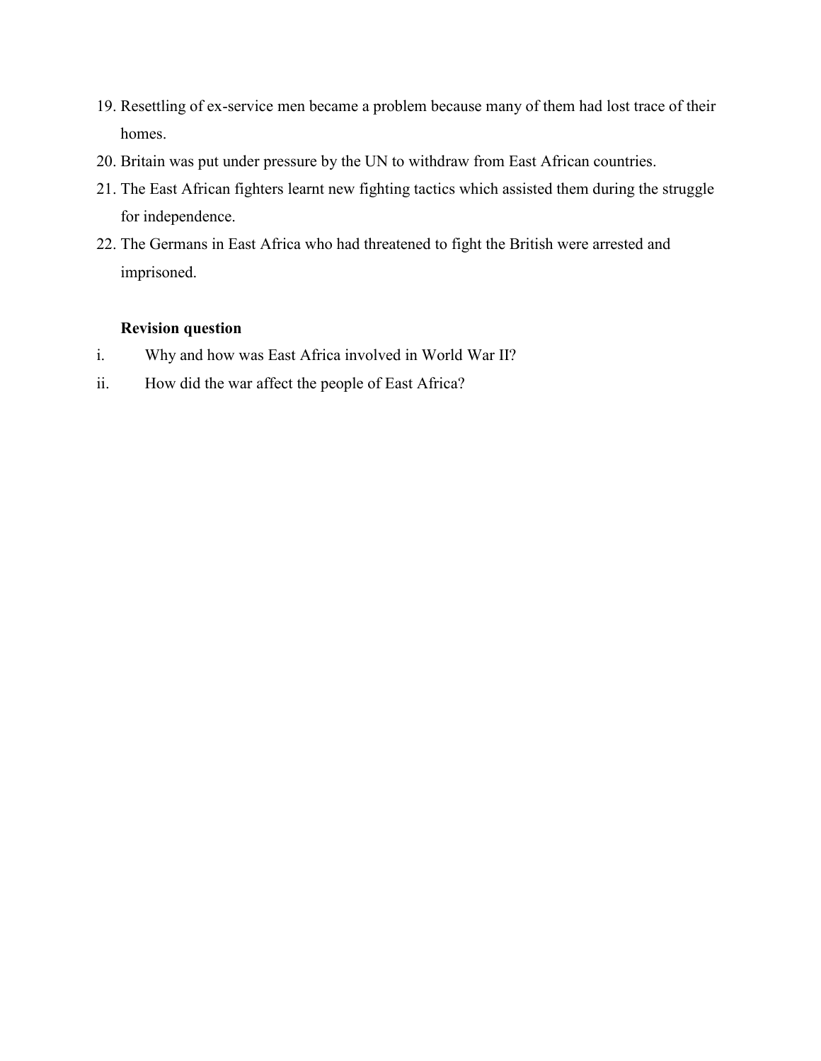19. Resettling of ex-service men became a problem because many of them had lost trace of their homes.
20. Britain was put under pressure by the UN to withdraw from East African countries.
21. The East African fighters learnt new fighting tactics which assisted them during the struggle for independence.
22. The Germans in East Africa who had threatened to fight the British were arrested and imprisoned.

**Revision question**

i. Why and how was East Africa involved in World War II?

ii. How did the war affect the people of East Africa?